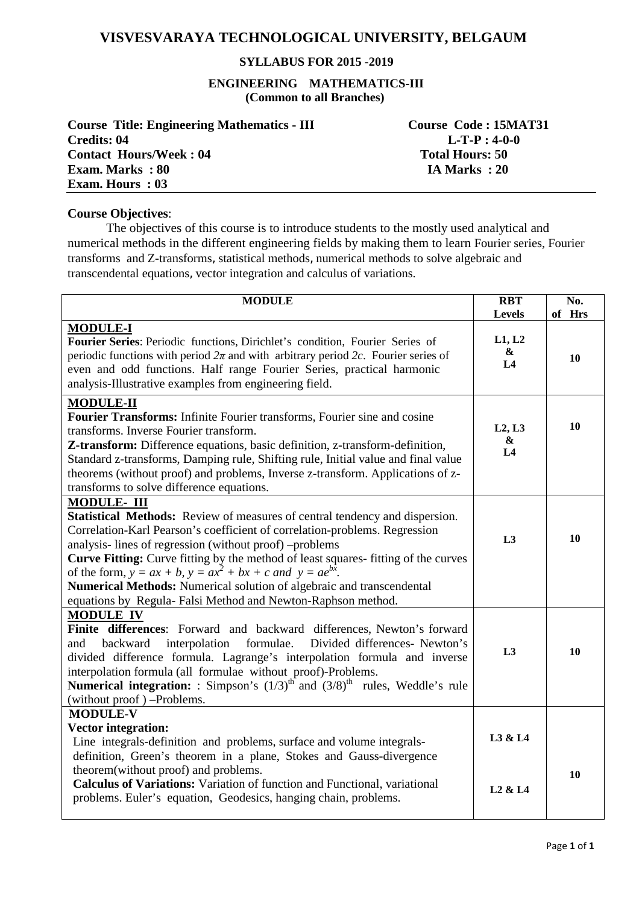# VISVESVARAYA TECHNOLOGICAL UNIVERSITY, BELGAUM

### SYLLABUS FOR 2015 -2019

### ENGINEERING MATHEMATICS-III
**(Common to all Branches)**

| | |
|---|---|
| **Course Title: Engineering Mathematics - III** | **Course Code : 15MAT31** |
| **Credits: 04** | **L-T-P : 4-0-0** |
| **Contact Hours/Week : 04** | **Total Hours: 50** |
| **Exam. Marks : 80** | **IA Marks : 20** |
| **Exam. Hours : 03** | |

**Course Objectives**:

The objectives of this course is to introduce students to the mostly used analytical and numerical methods in the different engineering fields by making them to learn Fourier series, Fourier transforms and Z-transforms, statistical methods, numerical methods to solve algebraic and transcendental equations, vector integration and calculus of variations.

| MODULE | RBT Levels | No. of Hrs |
|---|---|---|
| **MODULE-I**<br>**Fourier Series**: Periodic functions, Dirichlet's condition, Fourier Series of periodic functions with period $2\pi$ and with arbitrary period $2c$. Fourier series of even and odd functions. Half range Fourier Series, practical harmonic analysis-Illustrative examples from engineering field. | L1, L2 & L4 | 10 |
| **MODULE-II**<br>**Fourier Transforms:** Infinite Fourier transforms, Fourier sine and cosine transforms. Inverse Fourier transform.<br>**Z-transform:** Difference equations, basic definition, z-transform-definition, Standard z-transforms, Damping rule, Shifting rule, Initial value and final value theorems (without proof) and problems, Inverse z-transform. Applications of z-transforms to solve difference equations. | L2, L3 & L4 | 10 |
| **MODULE- III**<br>**Statistical Methods:** Review of measures of central tendency and dispersion. Correlation-Karl Pearson's coefficient of correlation-problems. Regression analysis- lines of regression (without proof) –problems<br>**Curve Fitting:** Curve fitting by the method of least squares- fitting of the curves of the form, $y = ax + b$, $y = ax^2 + bx + c$ and $y = ae^{bx}$.<br>**Numerical Methods:** Numerical solution of algebraic and transcendental equations by Regula- Falsi Method and Newton-Raphson method. | L3 | 10 |
| **MODULE IV**<br>**Finite differences**: Forward and backward differences, Newton's forward and backward interpolation formulae. Divided differences- Newton's divided difference formula. Lagrange's interpolation formula and inverse interpolation formula (all formulae without proof)-Problems.<br>**Numerical integration:** : Simpson's $(1/3)^{th}$ and $(3/8)^{th}$ rules, Weddle's rule (without proof ) –Problems. | L3 | 10 |
| **MODULE-V**<br>**Vector integration:**<br>Line integrals-definition and problems, surface and volume integrals-definition, Green's theorem in a plane, Stokes and Gauss-divergence theorem(without proof) and problems.<br>**Calculus of Variations:** Variation of function and Functional, variational problems. Euler's equation, Geodesics, hanging chain, problems. | L3 & L4<br><br>L2 & L4 | 10 |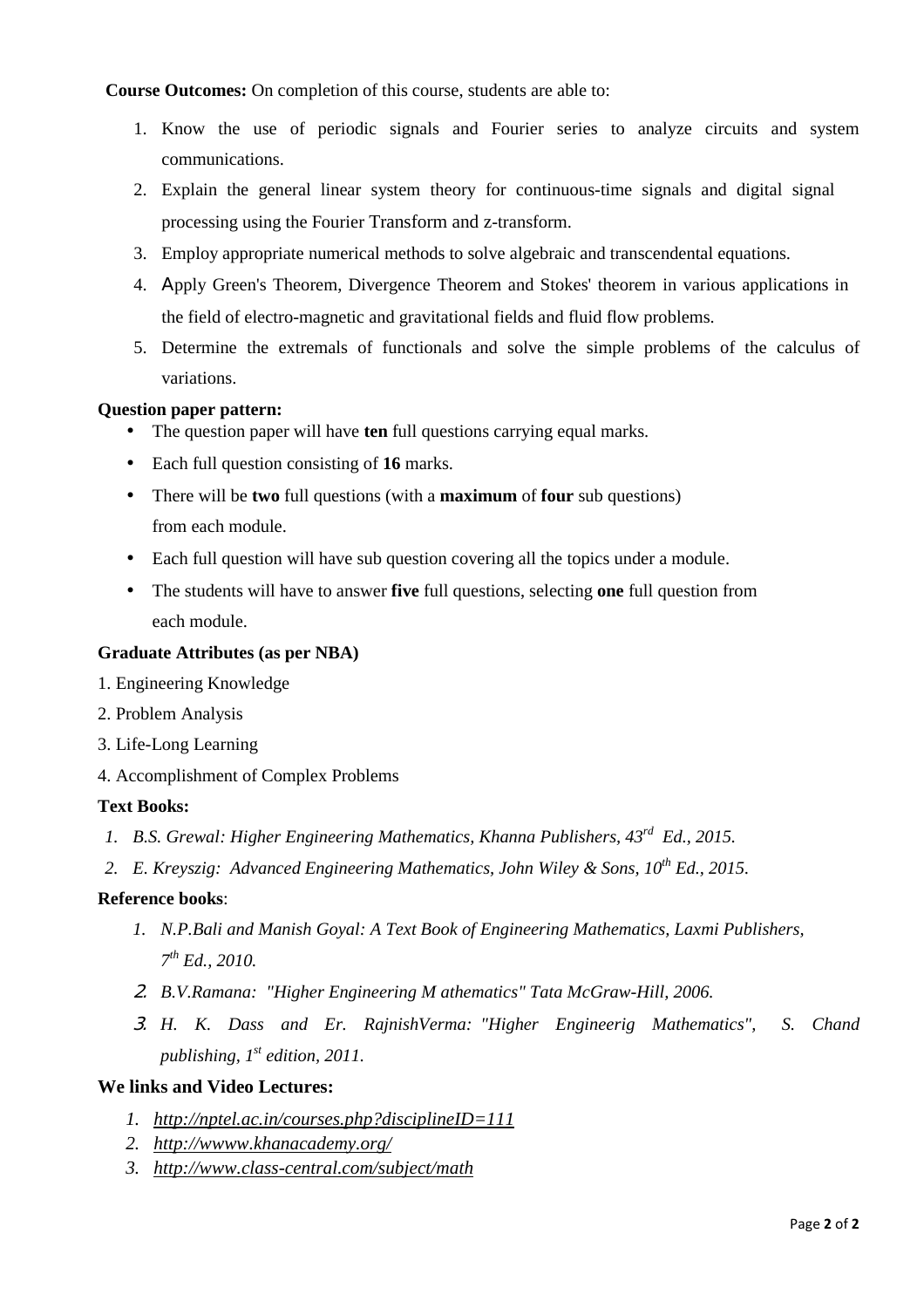**Course Outcomes:** On completion of this course, students are able to:

1. Know the use of periodic signals and Fourier series to analyze circuits and system communications.
2. Explain the general linear system theory for continuous-time signals and digital signal processing using the Fourier Transform and z-transform.
3. Employ appropriate numerical methods to solve algebraic and transcendental equations.
4. Apply Green's Theorem, Divergence Theorem and Stokes' theorem in various applications in the field of electro-magnetic and gravitational fields and fluid flow problems.
5. Determine the extremals of functionals and solve the simple problems of the calculus of variations.

**Question paper pattern:**

- The question paper will have **ten** full questions carrying equal marks.
- Each full question consisting of **16** marks.
- There will be **two** full questions (with a **maximum** of **four** sub questions) from each module.
- Each full question will have sub question covering all the topics under a module.
- The students will have to answer **five** full questions, selecting **one** full question from each module.

**Graduate Attributes (as per NBA)**

1. Engineering Knowledge
2. Problem Analysis
3. Life-Long Learning
4. Accomplishment of Complex Problems

**Text Books:**

1. *B.S. Grewal: Higher Engineering Mathematics, Khanna Publishers, 43rd Ed., 2015.*
2. *E. Kreyszig: Advanced Engineering Mathematics, John Wiley & Sons, 10th Ed., 2015.*

**Reference books**:

1. *N.P.Bali and Manish Goyal: A Text Book of Engineering Mathematics, Laxmi Publishers, 7th Ed., 2010.*
2. *B.V.Ramana: "Higher Engineering M athematics" Tata McGraw-Hill, 2006.*
3. *H. K. Dass and Er. RajnishVerma: "Higher Engineerig Mathematics", S. Chand publishing, 1st edition, 2011.*

**We links and Video Lectures:**

1. *http://nptel.ac.in/courses.php?disciplineID=111*
2. *http://wwww.khanacademy.org/*
3. *http://www.class-central.com/subject/math*